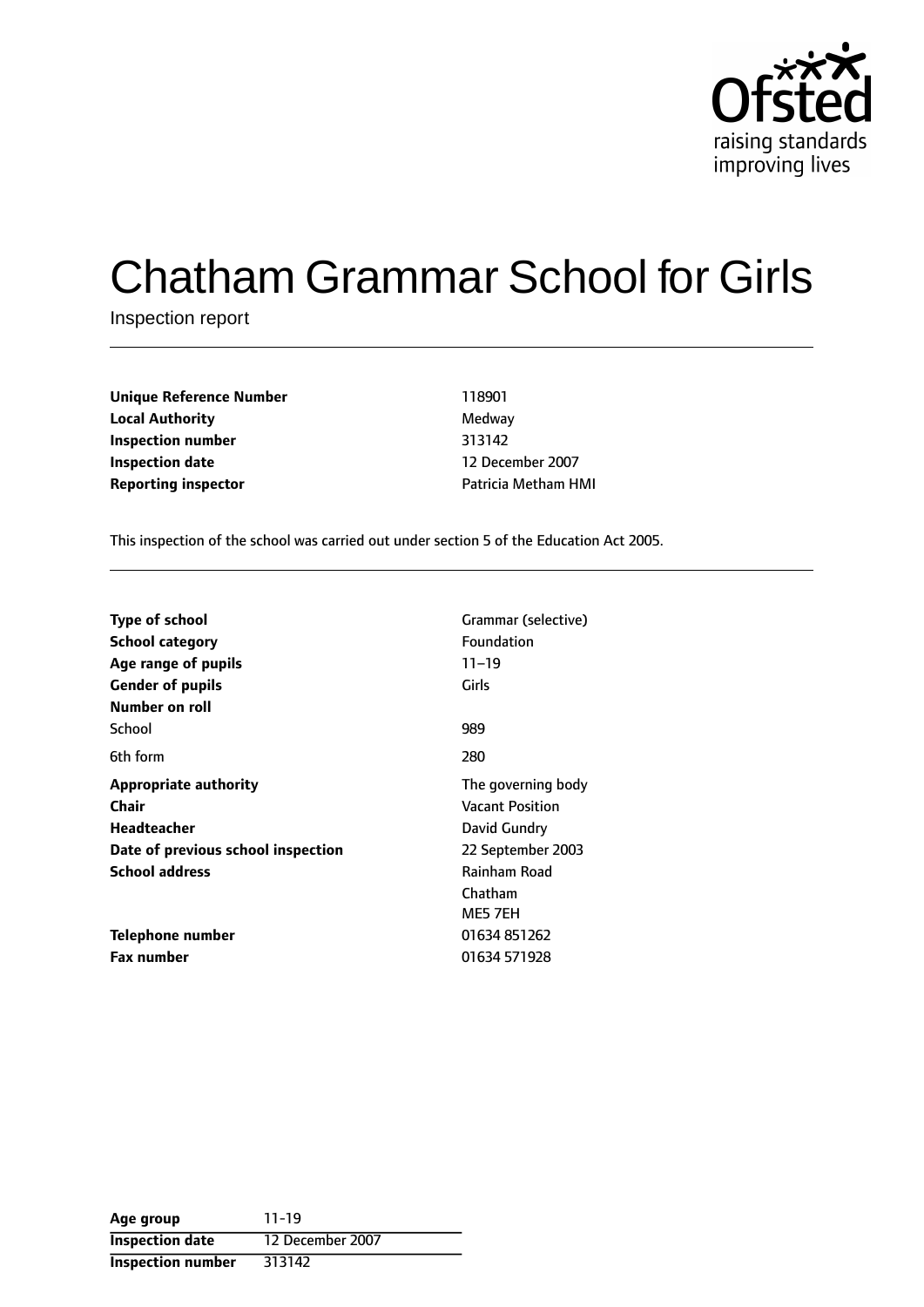# Chatham Grammar School for Girls

Inspection report

| | |
|---|---|
| **Unique Reference Number** | 118901 |
| **Local Authority** | Medway |
| **Inspection number** | 313142 |
| **Inspection date** | 12 December 2007 |
| **Reporting inspector** | Patricia Metham HMI |

This inspection of the school was carried out under section 5 of the Education Act 2005.

| | |
|---|---|
| **Type of school** | Grammar (selective) |
| **School category** | Foundation |
| **Age range of pupils** | 11–19 |
| **Gender of pupils** | Girls |
| **Number on roll** | |
| School | 989 |
| 6th form | 280 |
| **Appropriate authority** | The governing body |
| **Chair** | Vacant Position |
| **Headteacher** | David Gundry |
| **Date of previous school inspection** | 22 September 2003 |
| **School address** | Rainham Road<br>Chatham<br>ME5 7EH |
| **Telephone number** | 01634 851262 |
| **Fax number** | 01634 571928 |

| | |
|---|---|
| **Age group** | 11-19 |
| **Inspection date** | 12 December 2007 |
| **Inspection number** | 313142 |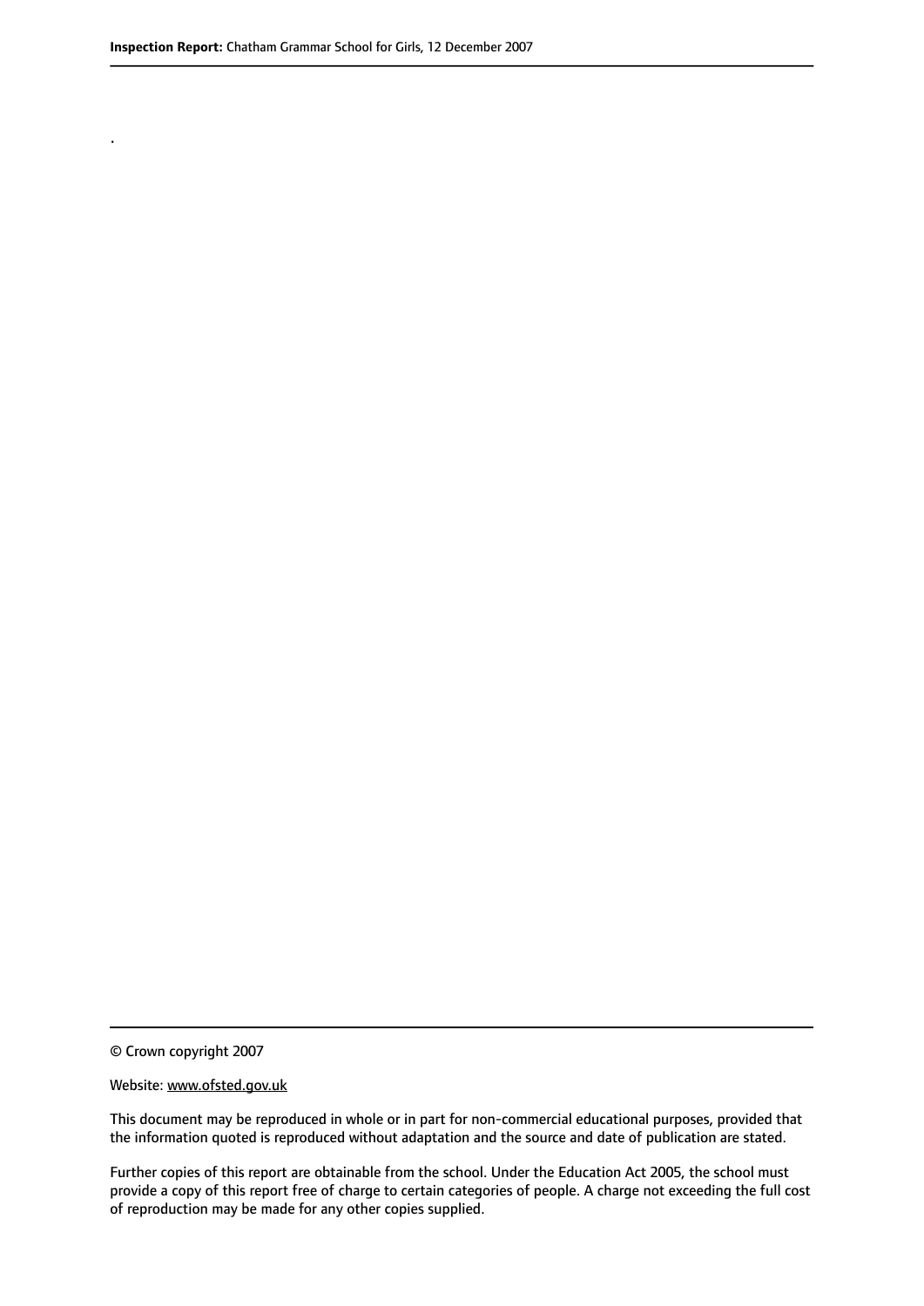.

© Crown copyright 2007

Website: www.ofsted.gov.uk

This document may be reproduced in whole or in part for non-commercial educational purposes, provided that the information quoted is reproduced without adaptation and the source and date of publication are stated.

Further copies of this report are obtainable from the school. Under the Education Act 2005, the school must provide a copy of this report free of charge to certain categories of people. A charge not exceeding the full cost of reproduction may be made for any other copies supplied.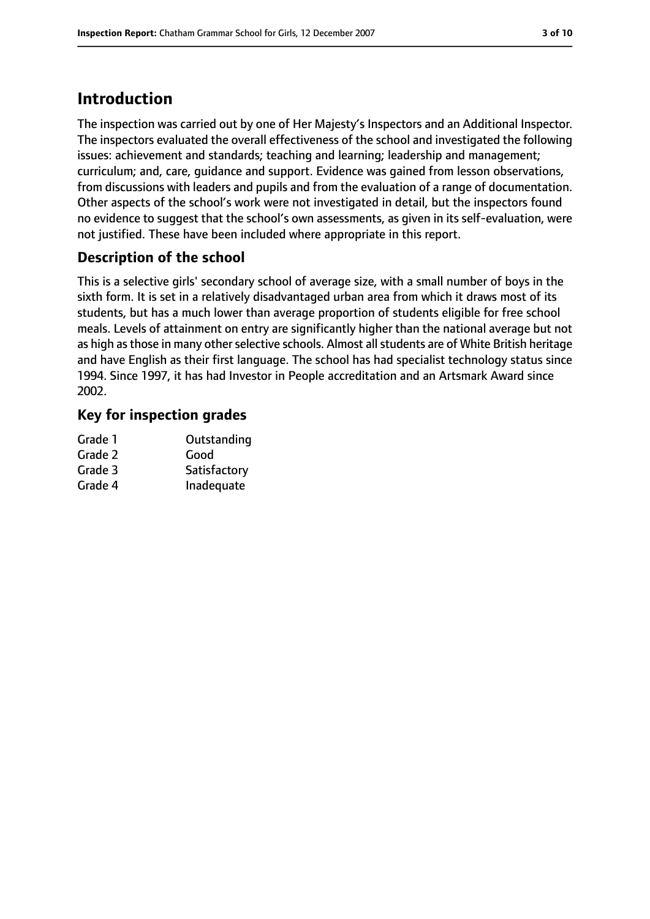# Introduction

The inspection was carried out by one of Her Majesty's Inspectors and an Additional Inspector. The inspectors evaluated the overall effectiveness of the school and investigated the following issues: achievement and standards; teaching and learning; leadership and management; curriculum; and, care, guidance and support. Evidence was gained from lesson observations, from discussions with leaders and pupils and from the evaluation of a range of documentation. Other aspects of the school's work were not investigated in detail, but the inspectors found no evidence to suggest that the school's own assessments, as given in its self-evaluation, were not justified. These have been included where appropriate in this report.

## Description of the school

This is a selective girls' secondary school of average size, with a small number of boys in the sixth form. It is set in a relatively disadvantaged urban area from which it draws most of its students, but has a much lower than average proportion of students eligible for free school meals. Levels of attainment on entry are significantly higher than the national average but not as high as those in many other selective schools. Almost all students are of White British heritage and have English as their first language. The school has had specialist technology status since 1994. Since 1997, it has had Investor in People accreditation and an Artsmark Award since 2002.

## Key for inspection grades

| | |
|---|---|
| Grade 1 | Outstanding |
| Grade 2 | Good |
| Grade 3 | Satisfactory |
| Grade 4 | Inadequate |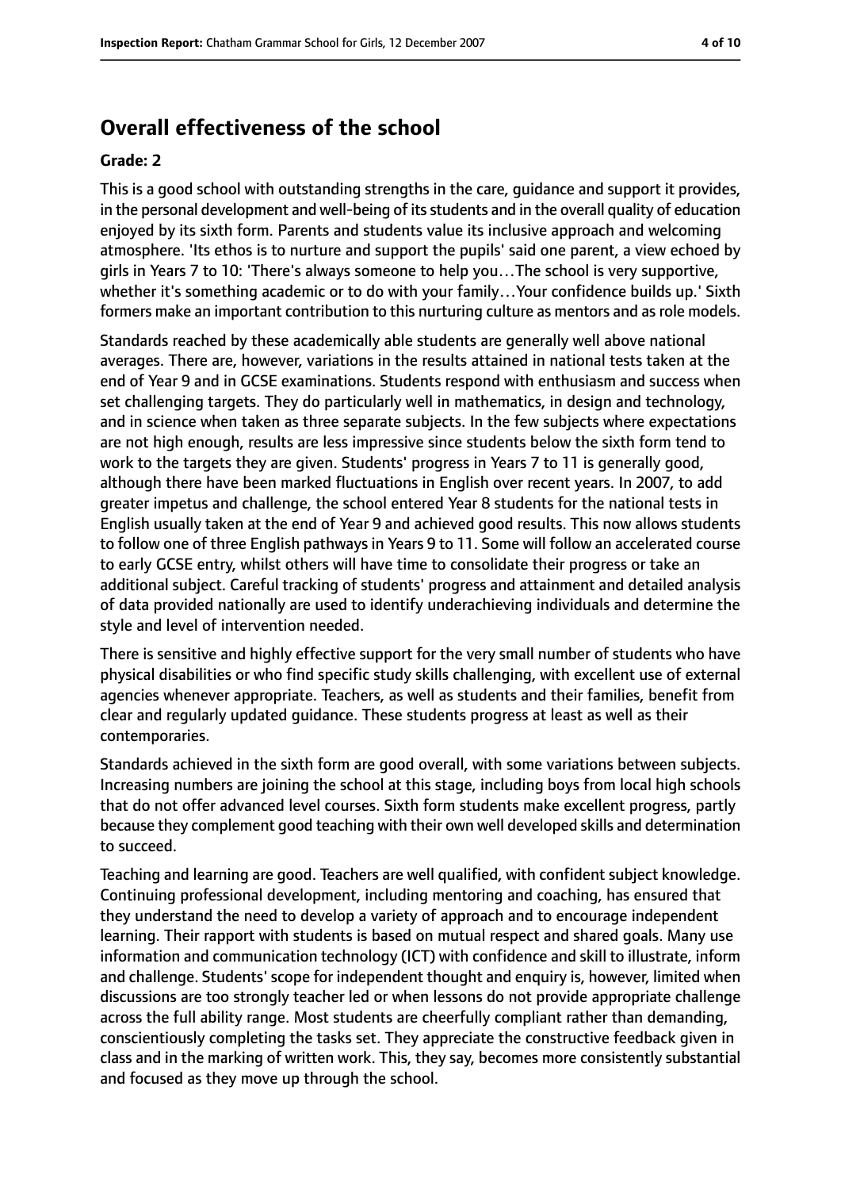## Overall effectiveness of the school

### Grade: 2

This is a good school with outstanding strengths in the care, guidance and support it provides, in the personal development and well-being of its students and in the overall quality of education enjoyed by its sixth form. Parents and students value its inclusive approach and welcoming atmosphere. 'Its ethos is to nurture and support the pupils' said one parent, a view echoed by girls in Years 7 to 10: 'There's always someone to help you…The school is very supportive, whether it's something academic or to do with your family…Your confidence builds up.' Sixth formers make an important contribution to this nurturing culture as mentors and as role models.

Standards reached by these academically able students are generally well above national averages. There are, however, variations in the results attained in national tests taken at the end of Year 9 and in GCSE examinations. Students respond with enthusiasm and success when set challenging targets. They do particularly well in mathematics, in design and technology, and in science when taken as three separate subjects. In the few subjects where expectations are not high enough, results are less impressive since students below the sixth form tend to work to the targets they are given. Students' progress in Years 7 to 11 is generally good, although there have been marked fluctuations in English over recent years. In 2007, to add greater impetus and challenge, the school entered Year 8 students for the national tests in English usually taken at the end of Year 9 and achieved good results. This now allows students to follow one of three English pathways in Years 9 to 11. Some will follow an accelerated course to early GCSE entry, whilst others will have time to consolidate their progress or take an additional subject. Careful tracking of students' progress and attainment and detailed analysis of data provided nationally are used to identify underachieving individuals and determine the style and level of intervention needed.

There is sensitive and highly effective support for the very small number of students who have physical disabilities or who find specific study skills challenging, with excellent use of external agencies whenever appropriate. Teachers, as well as students and their families, benefit from clear and regularly updated guidance. These students progress at least as well as their contemporaries.

Standards achieved in the sixth form are good overall, with some variations between subjects. Increasing numbers are joining the school at this stage, including boys from local high schools that do not offer advanced level courses. Sixth form students make excellent progress, partly because they complement good teaching with their own well developed skills and determination to succeed.

Teaching and learning are good. Teachers are well qualified, with confident subject knowledge. Continuing professional development, including mentoring and coaching, has ensured that they understand the need to develop a variety of approach and to encourage independent learning. Their rapport with students is based on mutual respect and shared goals. Many use information and communication technology (ICT) with confidence and skill to illustrate, inform and challenge. Students' scope for independent thought and enquiry is, however, limited when discussions are too strongly teacher led or when lessons do not provide appropriate challenge across the full ability range. Most students are cheerfully compliant rather than demanding, conscientiously completing the tasks set. They appreciate the constructive feedback given in class and in the marking of written work. This, they say, becomes more consistently substantial and focused as they move up through the school.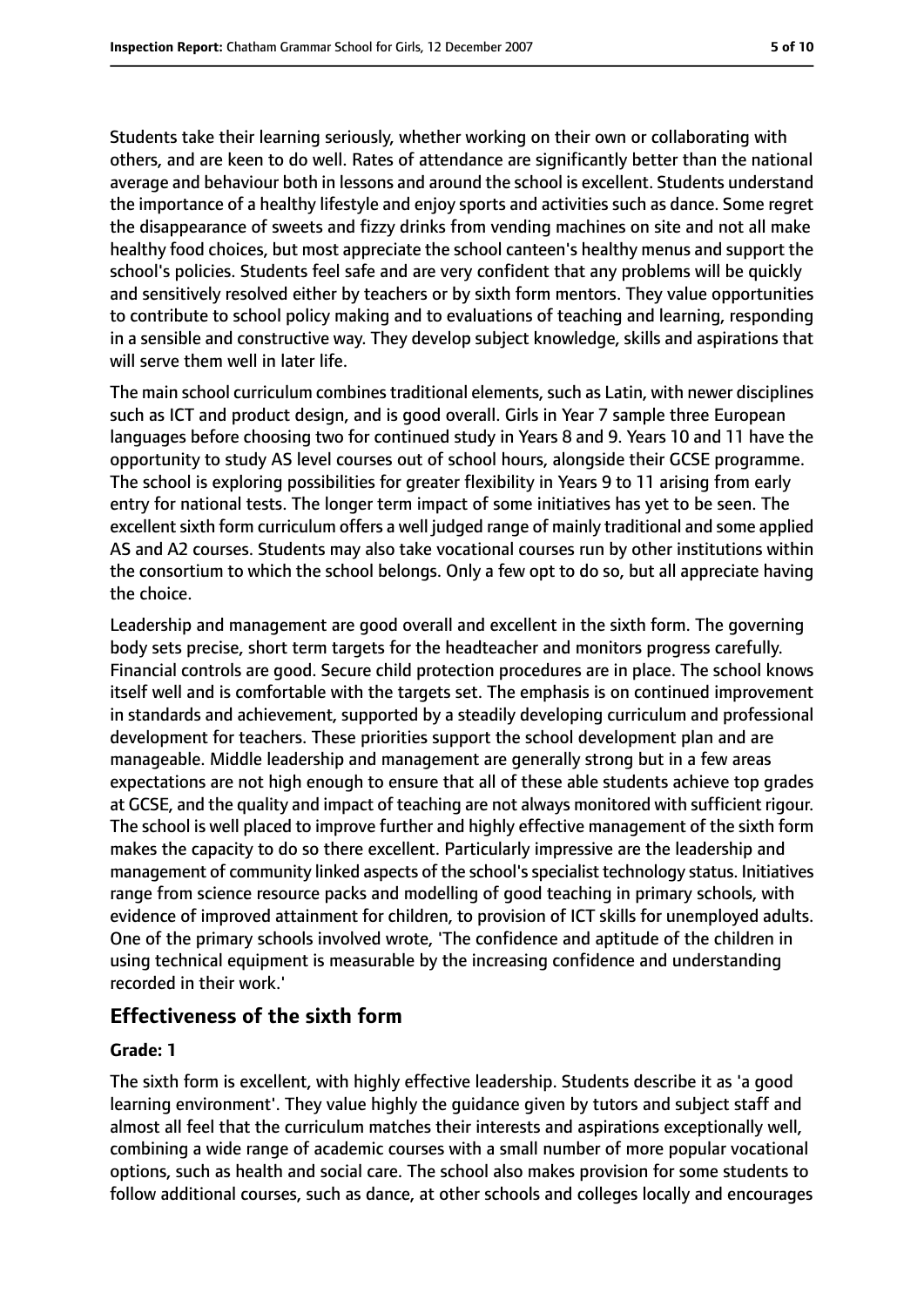Students take their learning seriously, whether working on their own or collaborating with others, and are keen to do well. Rates of attendance are significantly better than the national average and behaviour both in lessons and around the school is excellent. Students understand the importance of a healthy lifestyle and enjoy sports and activities such as dance. Some regret the disappearance of sweets and fizzy drinks from vending machines on site and not all make healthy food choices, but most appreciate the school canteen's healthy menus and support the school's policies. Students feel safe and are very confident that any problems will be quickly and sensitively resolved either by teachers or by sixth form mentors. They value opportunities to contribute to school policy making and to evaluations of teaching and learning, responding in a sensible and constructive way. They develop subject knowledge, skills and aspirations that will serve them well in later life.

The main school curriculum combines traditional elements, such as Latin, with newer disciplines such as ICT and product design, and is good overall. Girls in Year 7 sample three European languages before choosing two for continued study in Years 8 and 9. Years 10 and 11 have the opportunity to study AS level courses out of school hours, alongside their GCSE programme. The school is exploring possibilities for greater flexibility in Years 9 to 11 arising from early entry for national tests. The longer term impact of some initiatives has yet to be seen. The excellent sixth form curriculum offers a well judged range of mainly traditional and some applied AS and A2 courses. Students may also take vocational courses run by other institutions within the consortium to which the school belongs. Only a few opt to do so, but all appreciate having the choice.

Leadership and management are good overall and excellent in the sixth form. The governing body sets precise, short term targets for the headteacher and monitors progress carefully. Financial controls are good. Secure child protection procedures are in place. The school knows itself well and is comfortable with the targets set. The emphasis is on continued improvement in standards and achievement, supported by a steadily developing curriculum and professional development for teachers. These priorities support the school development plan and are manageable. Middle leadership and management are generally strong but in a few areas expectations are not high enough to ensure that all of these able students achieve top grades at GCSE, and the quality and impact of teaching are not always monitored with sufficient rigour. The school is well placed to improve further and highly effective management of the sixth form makes the capacity to do so there excellent. Particularly impressive are the leadership and management of community linked aspects of the school's specialist technology status. Initiatives range from science resource packs and modelling of good teaching in primary schools, with evidence of improved attainment for children, to provision of ICT skills for unemployed adults. One of the primary schools involved wrote, 'The confidence and aptitude of the children in using technical equipment is measurable by the increasing confidence and understanding recorded in their work.'

## Effectiveness of the sixth form

#### Grade: 1

The sixth form is excellent, with highly effective leadership. Students describe it as 'a good learning environment'. They value highly the guidance given by tutors and subject staff and almost all feel that the curriculum matches their interests and aspirations exceptionally well, combining a wide range of academic courses with a small number of more popular vocational options, such as health and social care. The school also makes provision for some students to follow additional courses, such as dance, at other schools and colleges locally and encourages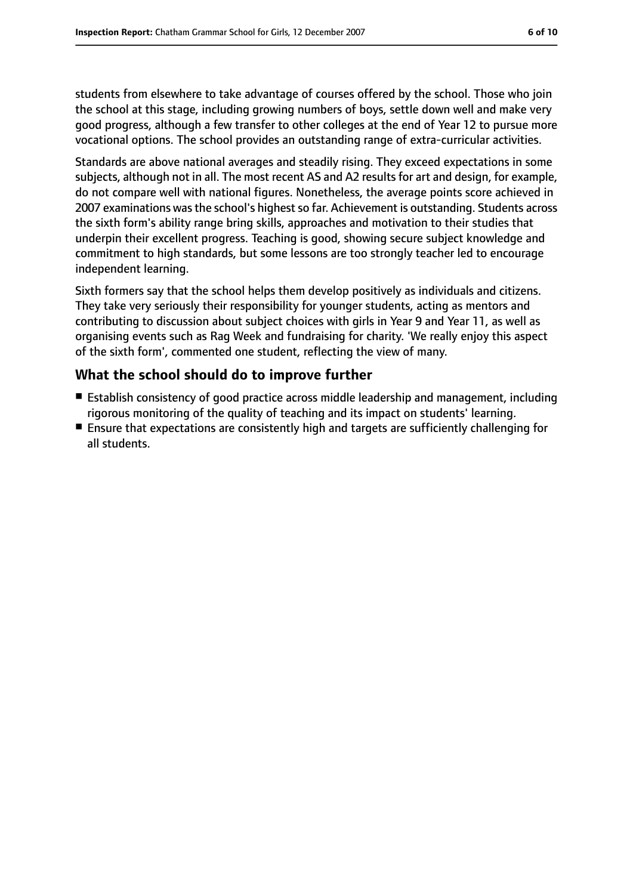students from elsewhere to take advantage of courses offered by the school. Those who join the school at this stage, including growing numbers of boys, settle down well and make very good progress, although a few transfer to other colleges at the end of Year 12 to pursue more vocational options. The school provides an outstanding range of extra-curricular activities.

Standards are above national averages and steadily rising. They exceed expectations in some subjects, although not in all. The most recent AS and A2 results for art and design, for example, do not compare well with national figures. Nonetheless, the average points score achieved in 2007 examinations was the school's highest so far. Achievement is outstanding. Students across the sixth form's ability range bring skills, approaches and motivation to their studies that underpin their excellent progress. Teaching is good, showing secure subject knowledge and commitment to high standards, but some lessons are too strongly teacher led to encourage independent learning.

Sixth formers say that the school helps them develop positively as individuals and citizens. They take very seriously their responsibility for younger students, acting as mentors and contributing to discussion about subject choices with girls in Year 9 and Year 11, as well as organising events such as Rag Week and fundraising for charity. 'We really enjoy this aspect of the sixth form', commented one student, reflecting the view of many.

## What the school should do to improve further

- Establish consistency of good practice across middle leadership and management, including rigorous monitoring of the quality of teaching and its impact on students' learning.
- Ensure that expectations are consistently high and targets are sufficiently challenging for all students.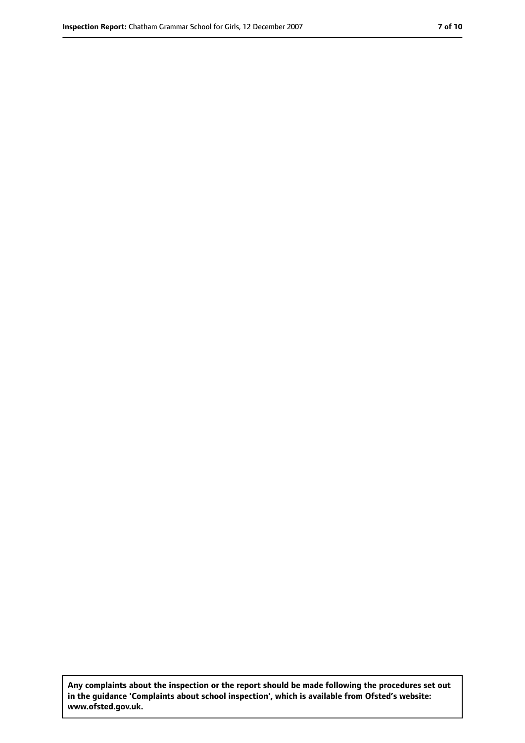**Any complaints about the inspection or the report should be made following the procedures set out in the guidance 'Complaints about school inspection', which is available from Ofsted's website: www.ofsted.gov.uk.**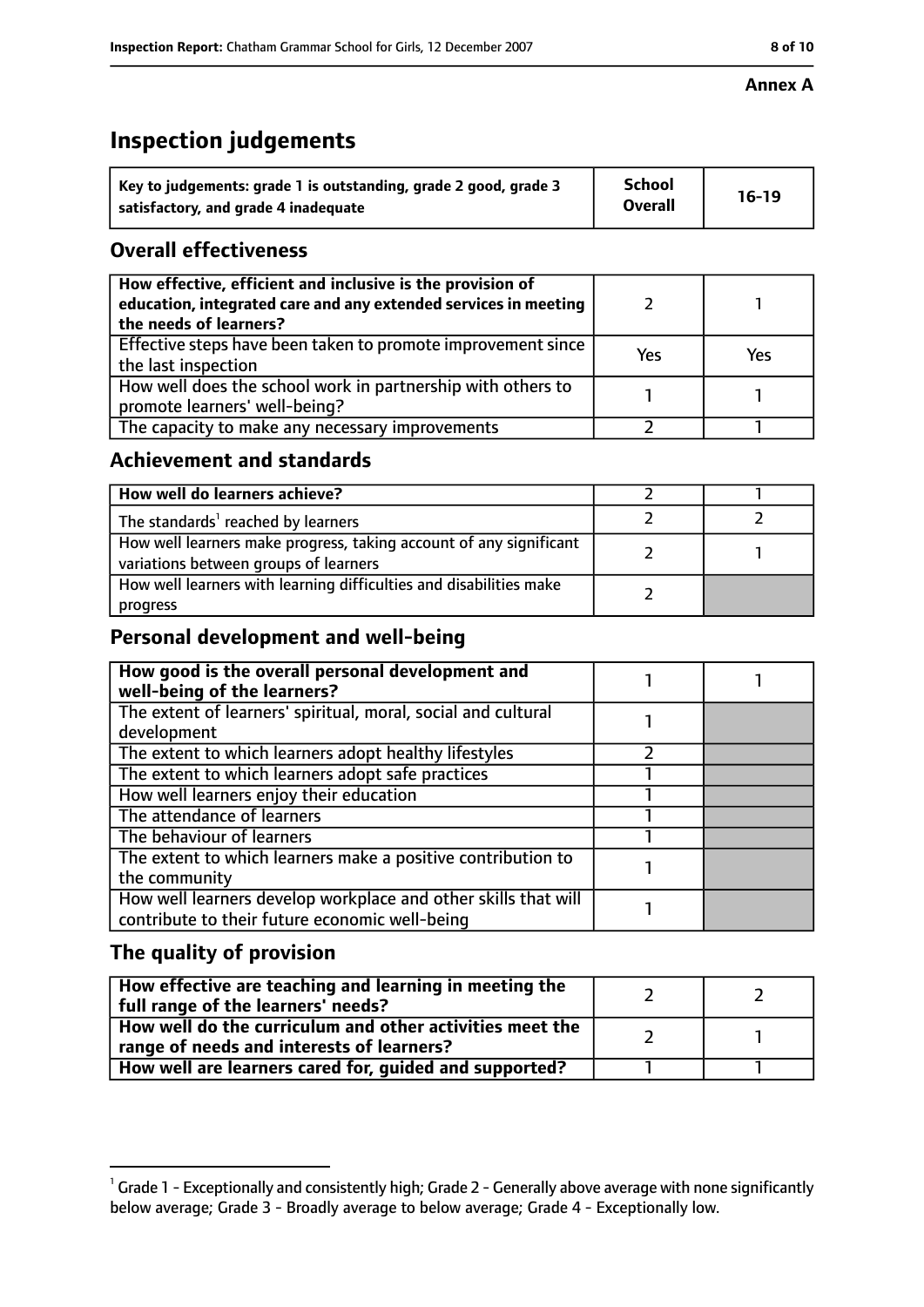**Annex A**

# Inspection judgements

| Key to judgements: grade 1 is outstanding, grade 2 good, grade 3 satisfactory, and grade 4 inadequate | School Overall | 16-19 |
|---|---|---|

## Overall effectiveness

| | | |
|---|---|---|
| **How effective, efficient and inclusive is the provision of education, integrated care and any extended services in meeting the needs of learners?** | 2 | 1 |
| Effective steps have been taken to promote improvement since the last inspection | Yes | Yes |
| How well does the school work in partnership with others to promote learners' well-being? | 1 | 1 |
| The capacity to make any necessary improvements | 2 | 1 |

## Achievement and standards

| | | |
|---|---|---|
| **How well do learners achieve?** | 2 | 1 |
| The standards[1] reached by learners | 2 | 2 |
| How well learners make progress, taking account of any significant variations between groups of learners | 2 | 1 |
| How well learners with learning difficulties and disabilities make progress | 2 | |

## Personal development and well-being

| | | |
|---|---|---|
| **How good is the overall personal development and well-being of the learners?** | 1 | 1 |
| The extent of learners' spiritual, moral, social and cultural development | 1 | |
| The extent to which learners adopt healthy lifestyles | 2 | |
| The extent to which learners adopt safe practices | 1 | |
| How well learners enjoy their education | 1 | |
| The attendance of learners | 1 | |
| The behaviour of learners | 1 | |
| The extent to which learners make a positive contribution to the community | 1 | |
| How well learners develop workplace and other skills that will contribute to their future economic well-being | 1 | |

## The quality of provision

| | | |
|---|---|---|
| **How effective are teaching and learning in meeting the full range of the learners' needs?** | 2 | 2 |
| **How well do the curriculum and other activities meet the range of needs and interests of learners?** | 2 | 1 |
| **How well are learners cared for, guided and supported?** | 1 | 1 |

[1] Grade 1 - Exceptionally and consistently high; Grade 2 - Generally above average with none significantly below average; Grade 3 - Broadly average to below average; Grade 4 - Exceptionally low.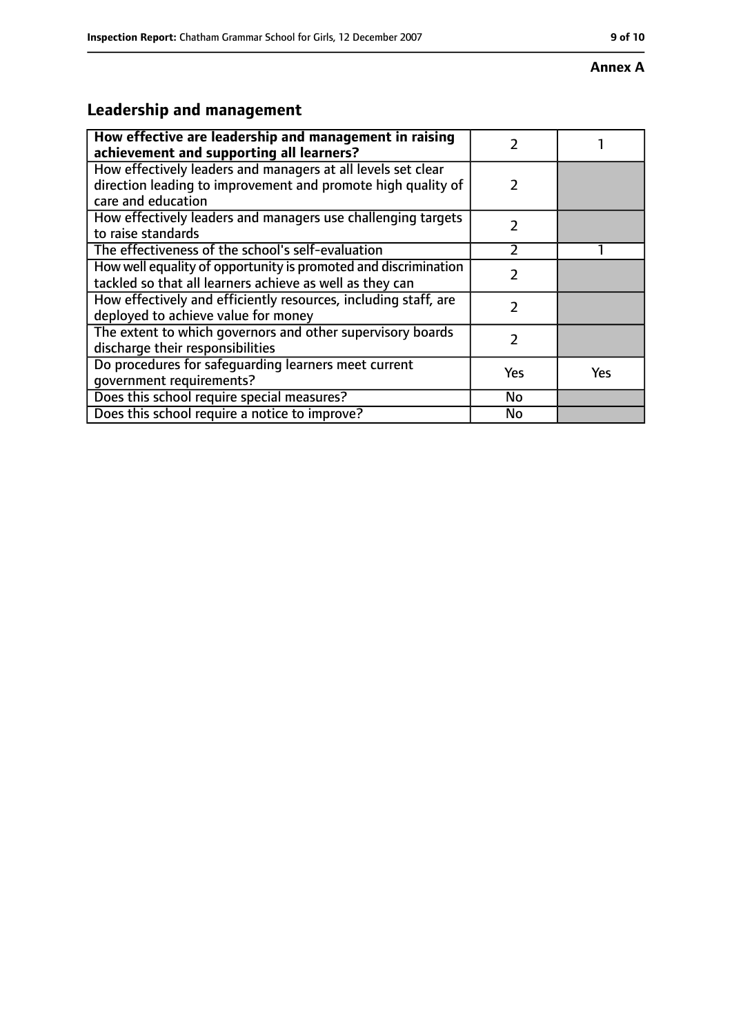**Annex A**

## Leadership and management

| | | |
|---|---|---|
| **How effective are leadership and management in raising achievement and supporting all learners?** | 2 | 1 |
| How effectively leaders and managers at all levels set clear direction leading to improvement and promote high quality of care and education | 2 | |
| How effectively leaders and managers use challenging targets to raise standards | 2 | |
| The effectiveness of the school's self-evaluation | 2 | 1 |
| How well equality of opportunity is promoted and discrimination tackled so that all learners achieve as well as they can | 2 | |
| How effectively and efficiently resources, including staff, are deployed to achieve value for money | 2 | |
| The extent to which governors and other supervisory boards discharge their responsibilities | 2 | |
| Do procedures for safeguarding learners meet current government requirements? | Yes | Yes |
| Does this school require special measures? | No | |
| Does this school require a notice to improve? | No | |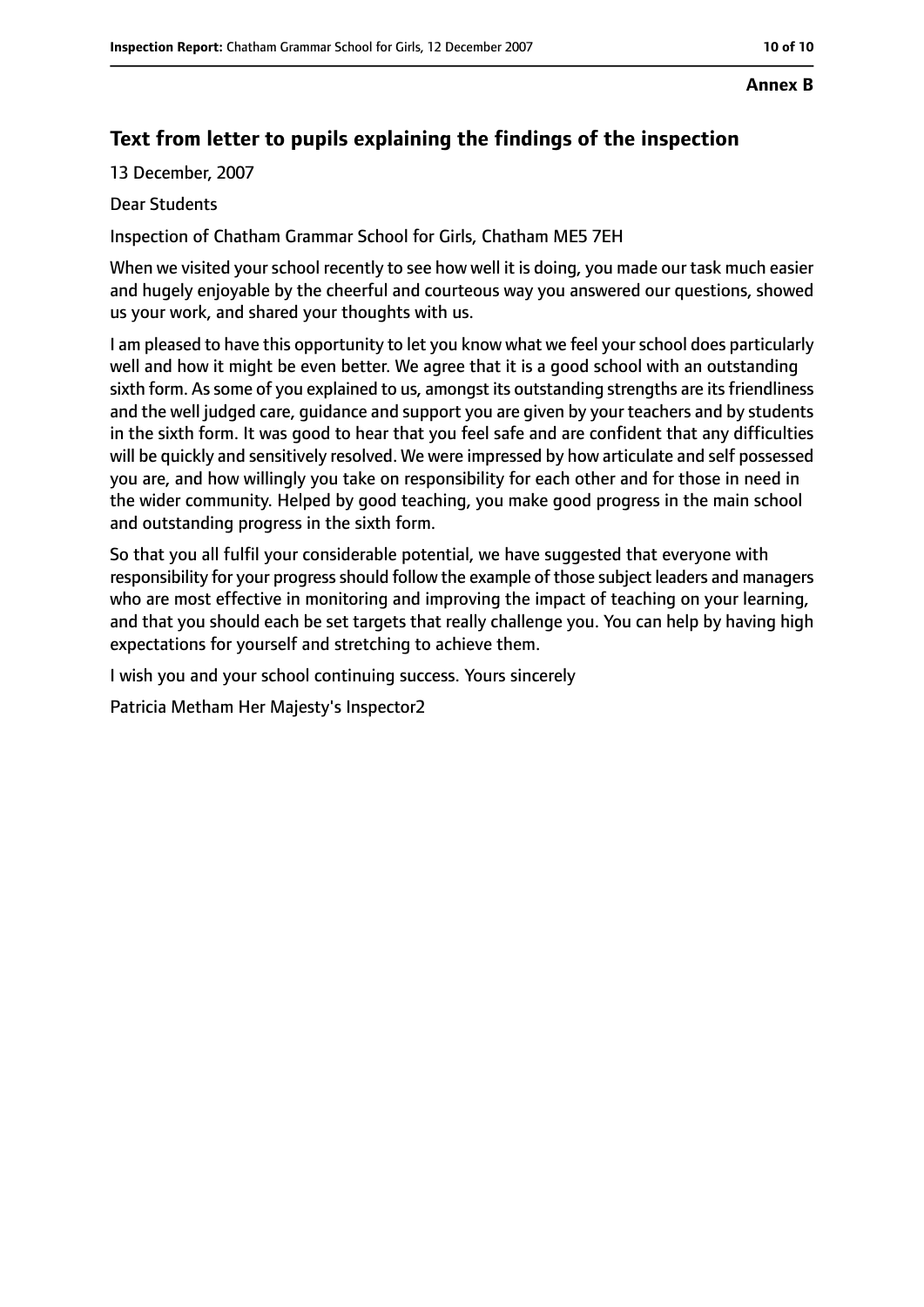**Annex B**

## Text from letter to pupils explaining the findings of the inspection

13 December, 2007

Dear Students

Inspection of Chatham Grammar School for Girls, Chatham ME5 7EH

When we visited your school recently to see how well it is doing, you made our task much easier and hugely enjoyable by the cheerful and courteous way you answered our questions, showed us your work, and shared your thoughts with us.

I am pleased to have this opportunity to let you know what we feel your school does particularly well and how it might be even better. We agree that it is a good school with an outstanding sixth form. As some of you explained to us, amongst its outstanding strengths are its friendliness and the well judged care, guidance and support you are given by your teachers and by students in the sixth form. It was good to hear that you feel safe and are confident that any difficulties will be quickly and sensitively resolved. We were impressed by how articulate and self possessed you are, and how willingly you take on responsibility for each other and for those in need in the wider community. Helped by good teaching, you make good progress in the main school and outstanding progress in the sixth form.

So that you all fulfil your considerable potential, we have suggested that everyone with responsibility for your progress should follow the example of those subject leaders and managers who are most effective in monitoring and improving the impact of teaching on your learning, and that you should each be set targets that really challenge you. You can help by having high expectations for yourself and stretching to achieve them.

I wish you and your school continuing success. Yours sincerely

Patricia Metham Her Majesty's Inspector2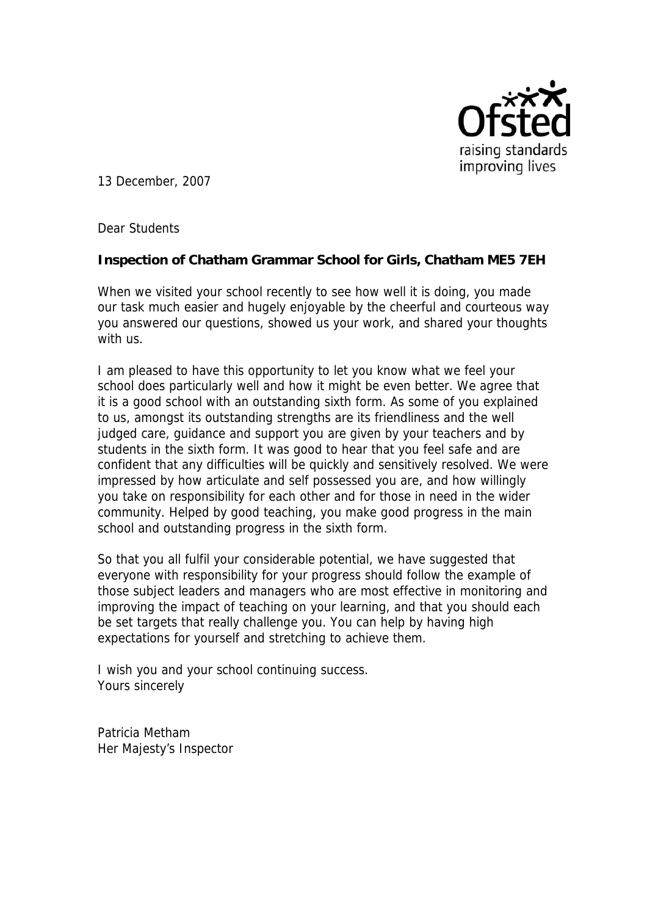13 December, 2007

Dear Students

**Inspection of Chatham Grammar School for Girls, Chatham ME5 7EH**

When we visited your school recently to see how well it is doing, you made our task much easier and hugely enjoyable by the cheerful and courteous way you answered our questions, showed us your work, and shared your thoughts with us.

I am pleased to have this opportunity to let you know what we feel your school does particularly well and how it might be even better. We agree that it is a good school with an outstanding sixth form. As some of you explained to us, amongst its outstanding strengths are its friendliness and the well judged care, guidance and support you are given by your teachers and by students in the sixth form. It was good to hear that you feel safe and are confident that any difficulties will be quickly and sensitively resolved. We were impressed by how articulate and self possessed you are, and how willingly you take on responsibility for each other and for those in need in the wider community. Helped by good teaching, you make good progress in the main school and outstanding progress in the sixth form.

So that you all fulfil your considerable potential, we have suggested that everyone with responsibility for your progress should follow the example of those subject leaders and managers who are most effective in monitoring and improving the impact of teaching on your learning, and that you should each be set targets that really challenge you. You can help by having high expectations for yourself and stretching to achieve them.

I wish you and your school continuing success.
Yours sincerely

Patricia Metham
Her Majesty's Inspector